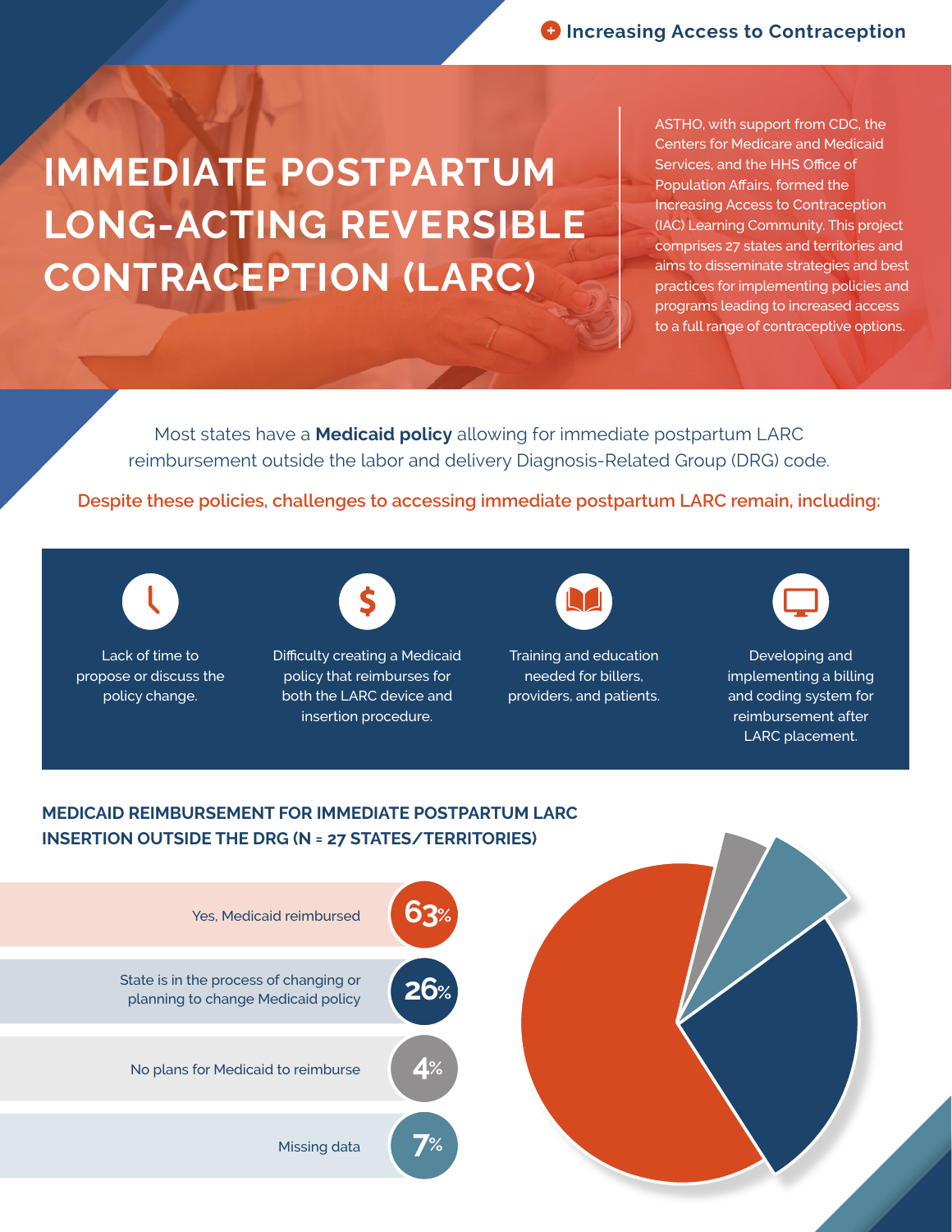Increasing Access to Contraception

# IMMEDIATE POSTPARTUM LONG-ACTING REVERSIBLE CONTRACEPTION (LARC)

ASTHO, with support from CDC, the Centers for Medicare and Medicaid Services, and the HHS Office of Population Affairs, formed the Increasing Access to Contraception (IAC) Learning Community. This project comprises 27 states and territories and aims to disseminate strategies and best practices for implementing policies and programs leading to increased access to a full range of contraceptive options.

Most states have a **Medicaid policy** allowing for immediate postpartum LARC reimbursement outside the labor and delivery Diagnosis-Related Group (DRG) code.

**Despite these policies, challenges to accessing immediate postpartum LARC remain, including:**

- Lack of time to propose or discuss the policy change.
- Difficulty creating a Medicaid policy that reimburses for both the LARC device and insertion procedure.
- Training and education needed for billers, providers, and patients.
- Developing and implementing a billing and coding system for reimbursement after LARC placement.

## MEDICAID REIMBURSEMENT FOR IMMEDIATE POSTPARTUM LARC INSERTION OUTSIDE THE DRG (N = 27 STATES/TERRITORIES)

| Response | Percent |
|---|---|
| Yes, Medicaid reimbursed | 63% |
| State is in the process of changing or planning to change Medicaid policy | 26% |
| No plans for Medicaid to reimburse | 4% |
| Missing data | 7% |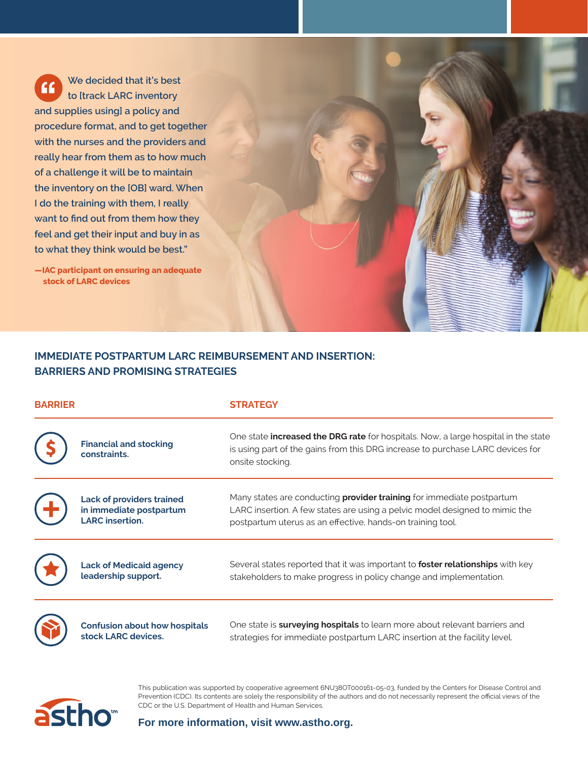> "We decided that it's best to [track LARC inventory and supplies using] a policy and procedure format, and to get together with the nurses and the providers and really hear from them as to how much of a challenge it will be to maintain the inventory on the [OB] ward. When I do the training with them, I really want to find out from them how they feel and get their input and buy in as to what they think would be best."
>
> **—IAC participant on ensuring an adequate stock of LARC devices**

## IMMEDIATE POSTPARTUM LARC REIMBURSEMENT AND INSERTION: BARRIERS AND PROMISING STRATEGIES

| BARRIER | STRATEGY |
|---|---|
| **Financial and stocking constraints.** | One state **increased the DRG rate** for hospitals. Now, a large hospital in the state is using part of the gains from this DRG increase to purchase LARC devices for onsite stocking. |
| **Lack of providers trained in immediate postpartum LARC insertion.** | Many states are conducting **provider training** for immediate postpartum LARC insertion. A few states are using a pelvic model designed to mimic the postpartum uterus as an effective, hands-on training tool. |
| **Lack of Medicaid agency leadership support.** | Several states reported that it was important to **foster relationships** with key stakeholders to make progress in policy change and implementation. |
| **Confusion about how hospitals stock LARC devices.** | One state is **surveying hospitals** to learn more about relevant barriers and strategies for immediate postpartum LARC insertion at the facility level. |

This publication was supported by cooperative agreement 6NU38OT000161-05-03, funded by the Centers for Disease Control and Prevention (CDC). Its contents are solely the responsibility of the authors and do not necessarily represent the official views of the CDC or the U.S. Department of Health and Human Services.

astho™

**For more information, visit www.astho.org.**